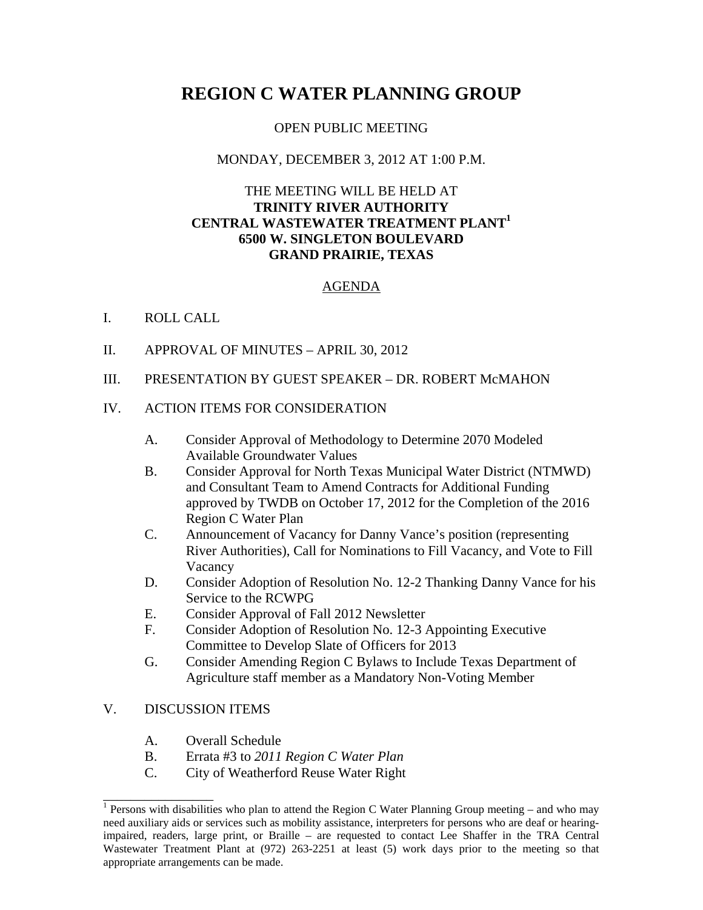# REGION C WATER PLANNING GROUP

OPEN PUBLIC MEETING

MONDAY, DECEMBER 3, 2012 AT 1:00 P.M.

THE MEETING WILL BE HELD AT
**TRINITY RIVER AUTHORITY**
**CENTRAL WASTEWATER TREATMENT PLANT**[1]
**6500 W. SINGLETON BOULEVARD**
**GRAND PRAIRIE, TEXAS**

AGENDA

I. ROLL CALL

II. APPROVAL OF MINUTES – APRIL 30, 2012

III. PRESENTATION BY GUEST SPEAKER – DR. ROBERT McMAHON

IV. ACTION ITEMS FOR CONSIDERATION

   A. Consider Approval of Methodology to Determine 2070 Modeled Available Groundwater Values
   B. Consider Approval for North Texas Municipal Water District (NTMWD) and Consultant Team to Amend Contracts for Additional Funding approved by TWDB on October 17, 2012 for the Completion of the 2016 Region C Water Plan
   C. Announcement of Vacancy for Danny Vance's position (representing River Authorities), Call for Nominations to Fill Vacancy, and Vote to Fill Vacancy
   D. Consider Adoption of Resolution No. 12-2 Thanking Danny Vance for his Service to the RCWPG
   E. Consider Approval of Fall 2012 Newsletter
   F. Consider Adoption of Resolution No. 12-3 Appointing Executive Committee to Develop Slate of Officers for 2013
   G. Consider Amending Region C Bylaws to Include Texas Department of Agriculture staff member as a Mandatory Non-Voting Member

V. DISCUSSION ITEMS

   A. Overall Schedule
   B. Errata #3 to *2011 Region C Water Plan*
   C. City of Weatherford Reuse Water Right

---

[1] Persons with disabilities who plan to attend the Region C Water Planning Group meeting – and who may need auxiliary aids or services such as mobility assistance, interpreters for persons who are deaf or hearing-impaired, readers, large print, or Braille – are requested to contact Lee Shaffer in the TRA Central Wastewater Treatment Plant at (972) 263-2251 at least (5) work days prior to the meeting so that appropriate arrangements can be made.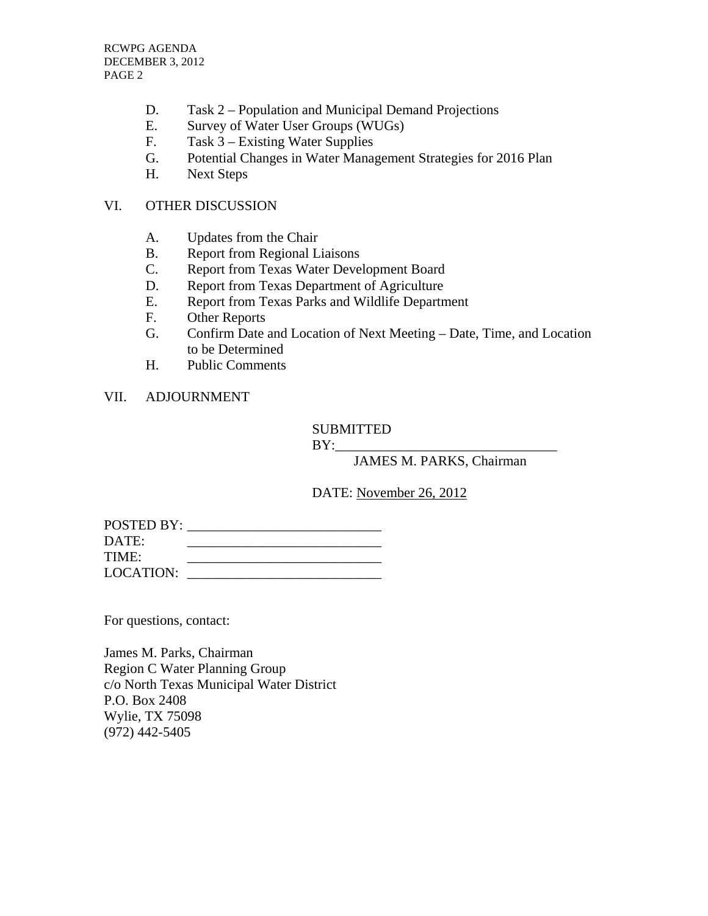D. Task 2 – Population and Municipal Demand Projections
E. Survey of Water User Groups (WUGs)
F. Task 3 – Existing Water Supplies
G. Potential Changes in Water Management Strategies for 2016 Plan
H. Next Steps

VI. OTHER DISCUSSION

A. Updates from the Chair
B. Report from Regional Liaisons
C. Report from Texas Water Development Board
D. Report from Texas Department of Agriculture
E. Report from Texas Parks and Wildlife Department
F. Other Reports
G. Confirm Date and Location of Next Meeting – Date, Time, and Location to be Determined
H. Public Comments

VII. ADJOURNMENT

SUBMITTED BY:_______________________________
JAMES M. PARKS, Chairman

DATE: November 26, 2012

POSTED BY: ___________________________
DATE: ___________________________
TIME: ___________________________
LOCATION: ___________________________

For questions, contact:

James M. Parks, Chairman
Region C Water Planning Group
c/o North Texas Municipal Water District
P.O. Box 2408
Wylie, TX 75098
(972) 442-5405